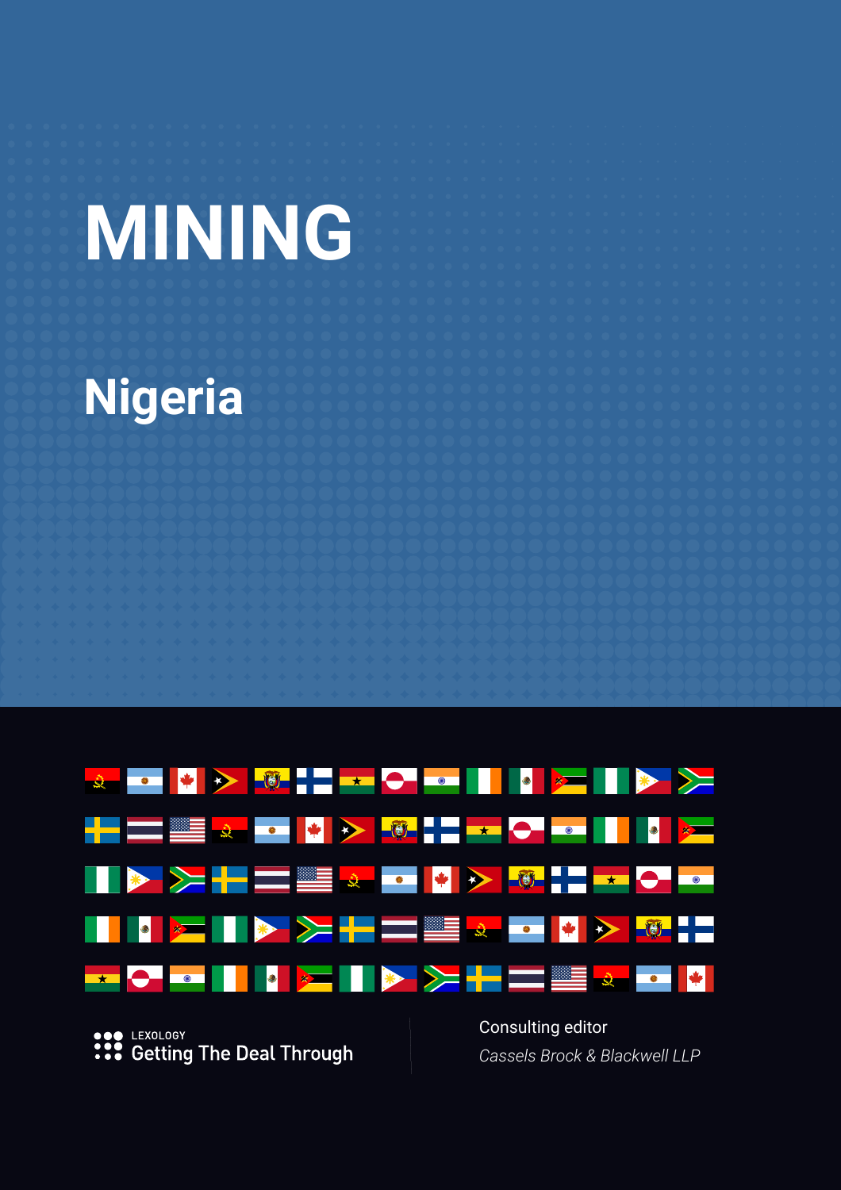# MINING

## Nigeria

LEXOLOGY
Getting The Deal Through

Consulting editor
*Cassels Brock & Blackwell LLP*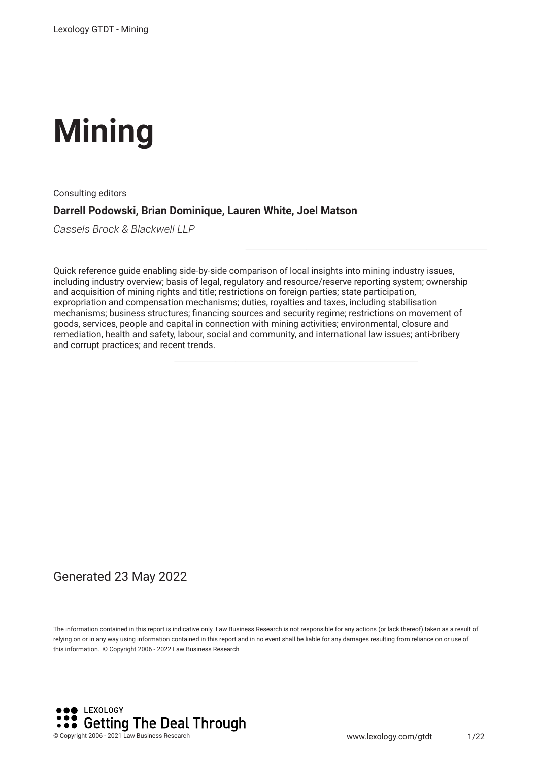# Mining

Consulting editors

**Darrell Podowski, Brian Dominique, Lauren White, Joel Matson**

*Cassels Brock & Blackwell LLP*

Quick reference guide enabling side-by-side comparison of local insights into mining industry issues, including industry overview; basis of legal, regulatory and resource/reserve reporting system; ownership and acquisition of mining rights and title; restrictions on foreign parties; state participation, expropriation and compensation mechanisms; duties, royalties and taxes, including stabilisation mechanisms; business structures; financing sources and security regime; restrictions on movement of goods, services, people and capital in connection with mining activities; environmental, closure and remediation, health and safety, labour, social and community, and international law issues; anti-bribery and corrupt practices; and recent trends.

Generated 23 May 2022

The information contained in this report is indicative only. Law Business Research is not responsible for any actions (or lack thereof) taken as a result of relying on or in any way using information contained in this report and in no event shall be liable for any damages resulting from reliance on or use of this information. © Copyright 2006 - 2022 Law Business Research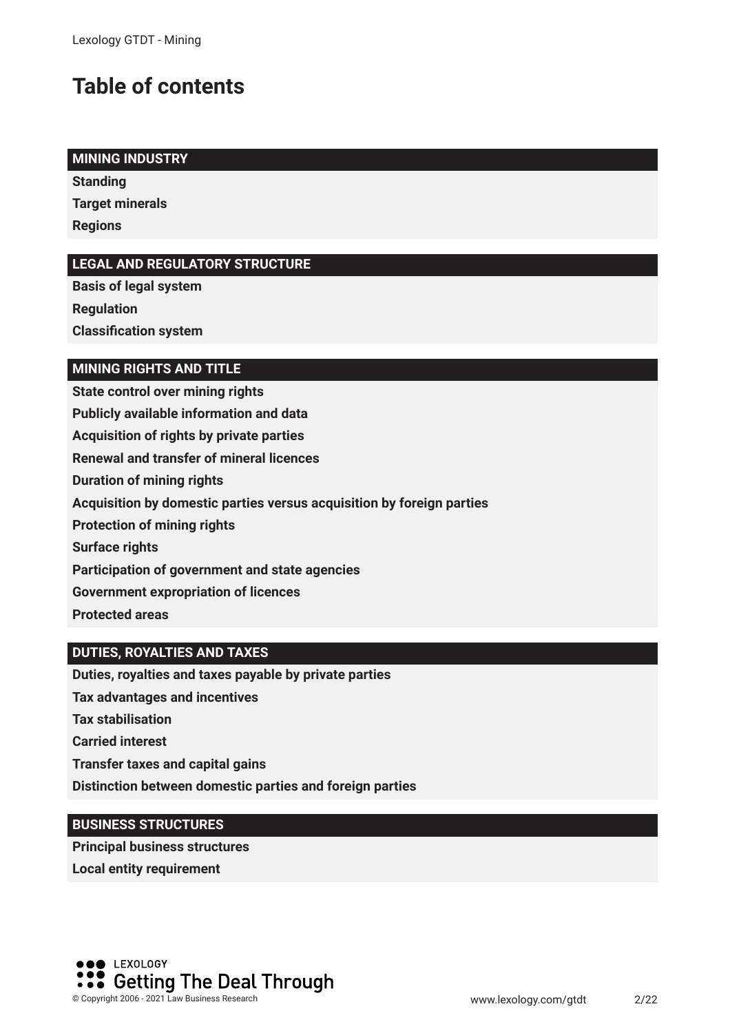# Table of contents

**MINING INDUSTRY**

**Standing**

**Target minerals**

**Regions**

**LEGAL AND REGULATORY STRUCTURE**

**Basis of legal system**

**Regulation**

**Classification system**

**MINING RIGHTS AND TITLE**

**State control over mining rights**

**Publicly available information and data**

**Acquisition of rights by private parties**

**Renewal and transfer of mineral licences**

**Duration of mining rights**

**Acquisition by domestic parties versus acquisition by foreign parties**

**Protection of mining rights**

**Surface rights**

**Participation of government and state agencies**

**Government expropriation of licences**

**Protected areas**

**DUTIES, ROYALTIES AND TAXES**

**Duties, royalties and taxes payable by private parties**

**Tax advantages and incentives**

**Tax stabilisation**

**Carried interest**

**Transfer taxes and capital gains**

**Distinction between domestic parties and foreign parties**

**BUSINESS STRUCTURES**

**Principal business structures**

**Local entity requirement**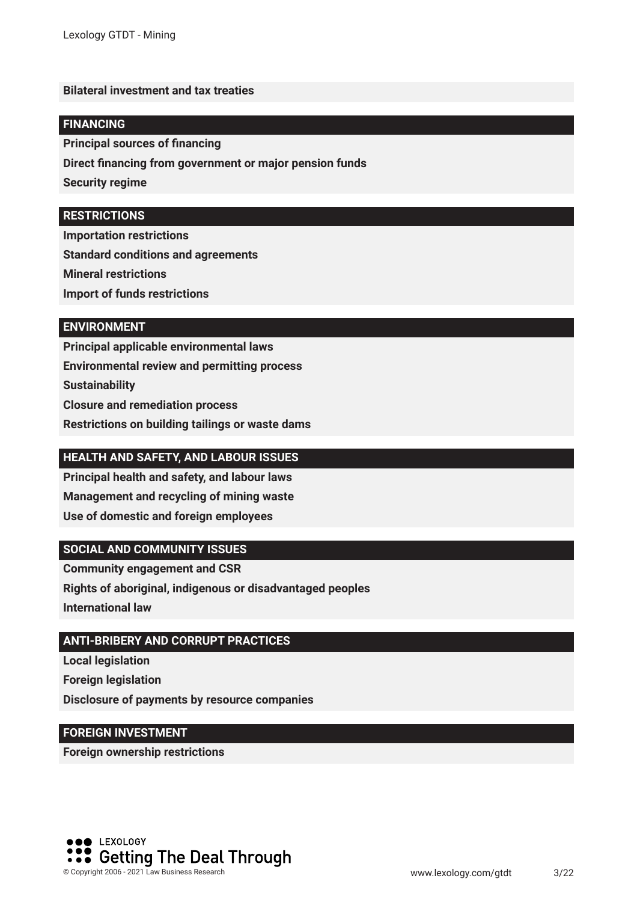**Bilateral investment and tax treaties**

## FINANCING

**Principal sources of financing**

**Direct financing from government or major pension funds**

**Security regime**

## RESTRICTIONS

**Importation restrictions**

**Standard conditions and agreements**

**Mineral restrictions**

**Import of funds restrictions**

## ENVIRONMENT

**Principal applicable environmental laws**

**Environmental review and permitting process**

**Sustainability**

**Closure and remediation process**

**Restrictions on building tailings or waste dams**

## HEALTH AND SAFETY, AND LABOUR ISSUES

**Principal health and safety, and labour laws**

**Management and recycling of mining waste**

**Use of domestic and foreign employees**

## SOCIAL AND COMMUNITY ISSUES

**Community engagement and CSR**

**Rights of aboriginal, indigenous or disadvantaged peoples**

**International law**

## ANTI-BRIBERY AND CORRUPT PRACTICES

**Local legislation**

**Foreign legislation**

**Disclosure of payments by resource companies**

## FOREIGN INVESTMENT

**Foreign ownership restrictions**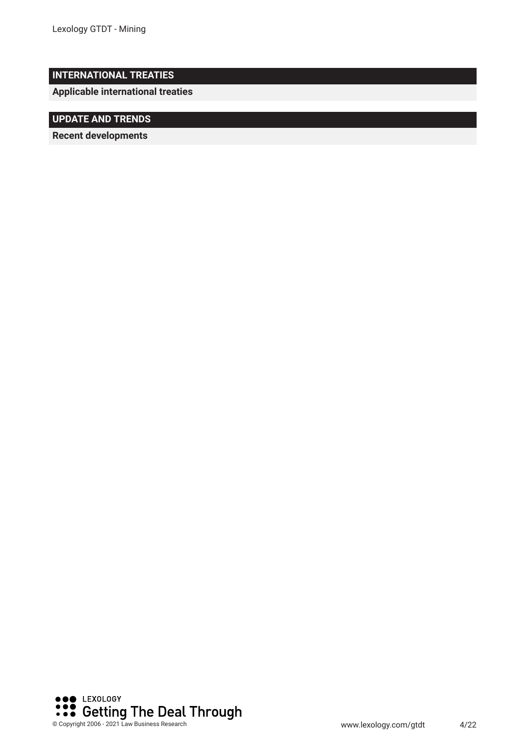## INTERNATIONAL TREATIES

**Applicable international treaties**

## UPDATE AND TRENDS

**Recent developments**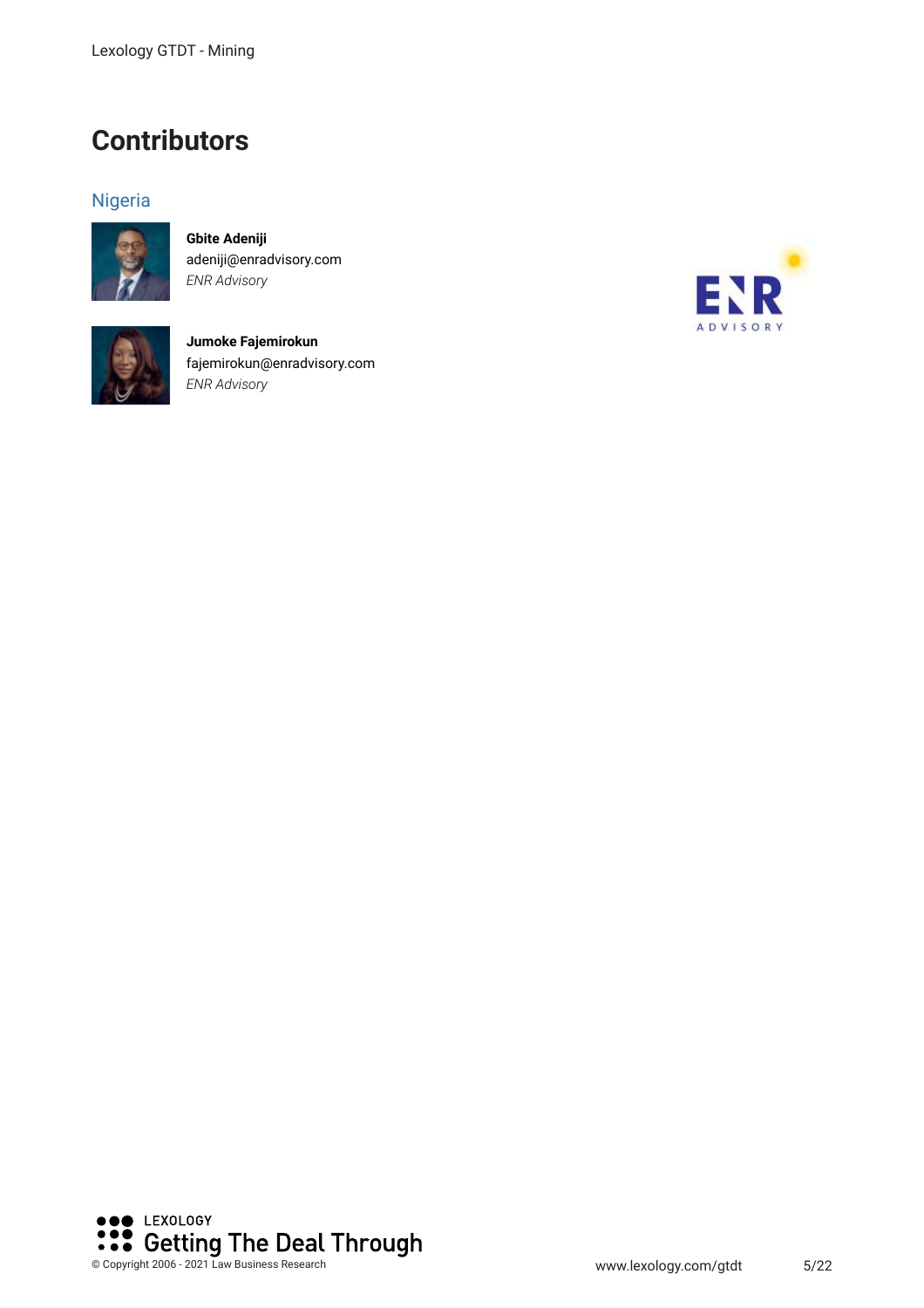# Contributors

## Nigeria

**Gbite Adeniji**
adeniji@enradvisory.com
*ENR Advisory*

**Jumoke Fajemirokun**
fajemirokun@enradvisory.com
*ENR Advisory*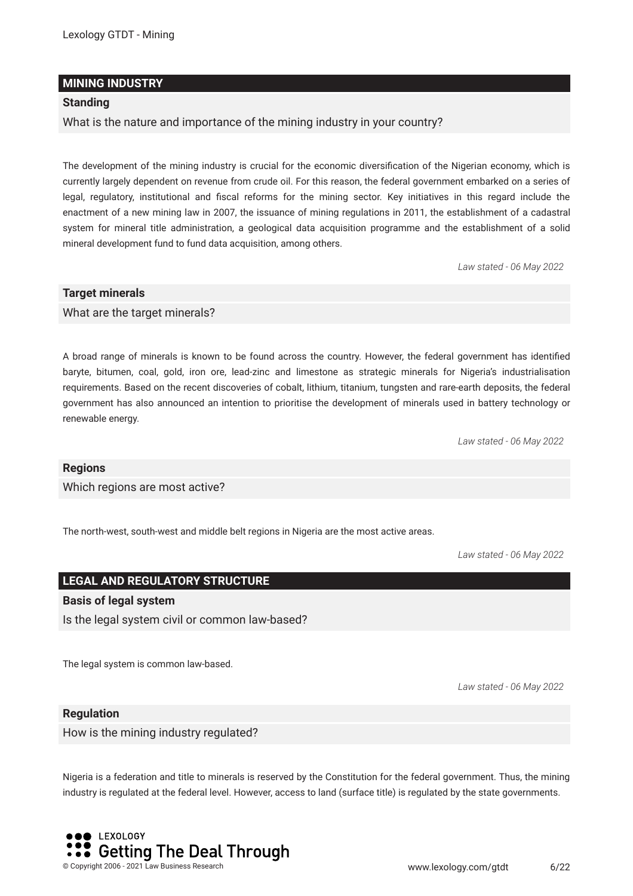## MINING INDUSTRY

### Standing

What is the nature and importance of the mining industry in your country?

The development of the mining industry is crucial for the economic diversification of the Nigerian economy, which is currently largely dependent on revenue from crude oil. For this reason, the federal government embarked on a series of legal, regulatory, institutional and fiscal reforms for the mining sector. Key initiatives in this regard include the enactment of a new mining law in 2007, the issuance of mining regulations in 2011, the establishment of a cadastral system for mineral title administration, a geological data acquisition programme and the establishment of a solid mineral development fund to fund data acquisition, among others.

*Law stated - 06 May 2022*

### Target minerals

What are the target minerals?

A broad range of minerals is known to be found across the country. However, the federal government has identified baryte, bitumen, coal, gold, iron ore, lead-zinc and limestone as strategic minerals for Nigeria's industrialisation requirements. Based on the recent discoveries of cobalt, lithium, titanium, tungsten and rare-earth deposits, the federal government has also announced an intention to prioritise the development of minerals used in battery technology or renewable energy.

*Law stated - 06 May 2022*

### Regions

Which regions are most active?

The north-west, south-west and middle belt regions in Nigeria are the most active areas.

*Law stated - 06 May 2022*

## LEGAL AND REGULATORY STRUCTURE

### Basis of legal system

Is the legal system civil or common law-based?

The legal system is common law-based.

*Law stated - 06 May 2022*

### Regulation

How is the mining industry regulated?

Nigeria is a federation and title to minerals is reserved by the Constitution for the federal government. Thus, the mining industry is regulated at the federal level. However, access to land (surface title) is regulated by the state governments.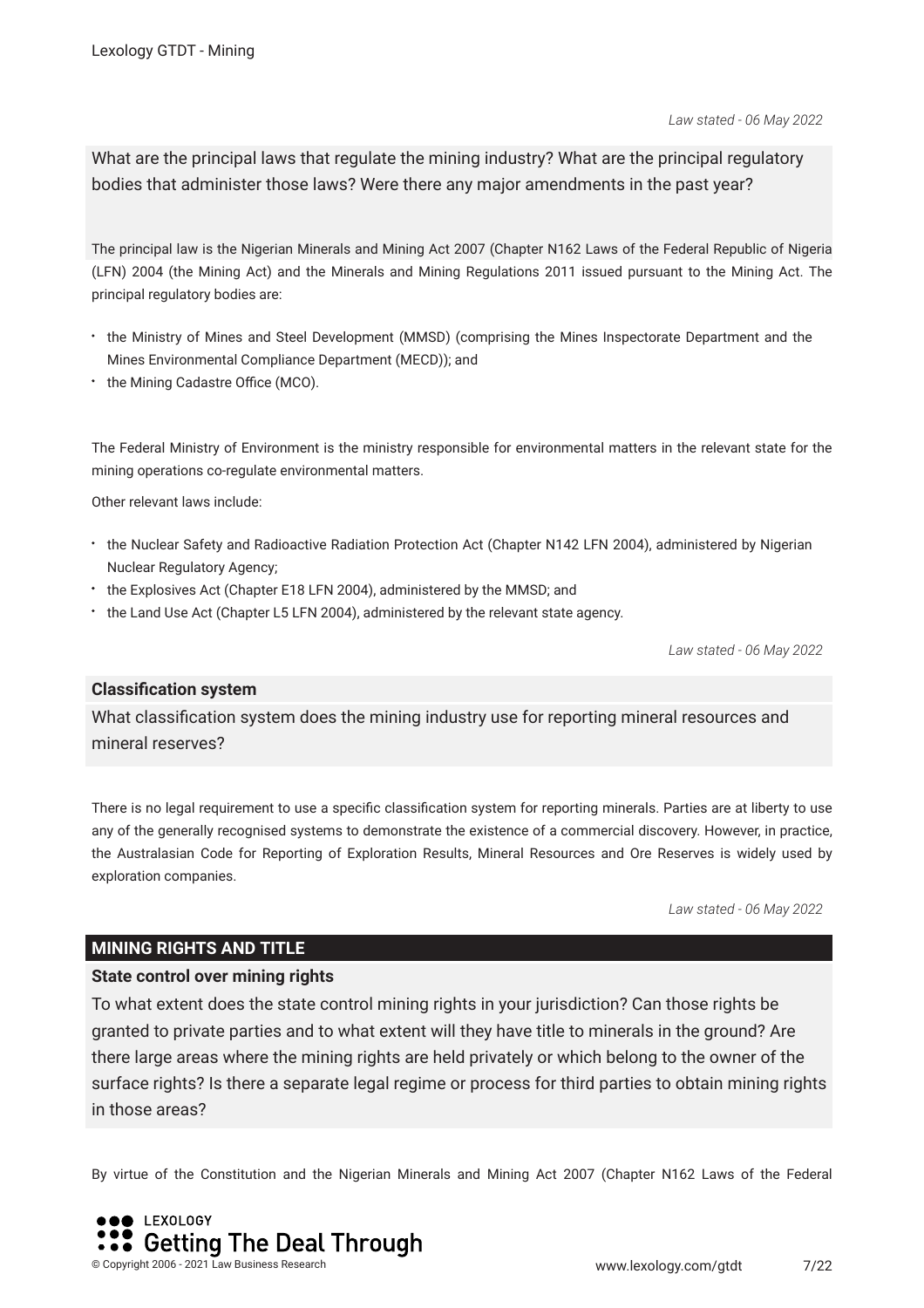*Law stated - 06 May 2022*

What are the principal laws that regulate the mining industry? What are the principal regulatory bodies that administer those laws? Were there any major amendments in the past year?

The principal law is the Nigerian Minerals and Mining Act 2007 (Chapter N162 Laws of the Federal Republic of Nigeria (LFN) 2004 (the Mining Act) and the Minerals and Mining Regulations 2011 issued pursuant to the Mining Act. The principal regulatory bodies are:

- the Ministry of Mines and Steel Development (MMSD) (comprising the Mines Inspectorate Department and the Mines Environmental Compliance Department (MECD)); and
- the Mining Cadastre Office (MCO).

The Federal Ministry of Environment is the ministry responsible for environmental matters in the relevant state for the mining operations co-regulate environmental matters.

Other relevant laws include:

- the Nuclear Safety and Radioactive Radiation Protection Act (Chapter N142 LFN 2004), administered by Nigerian Nuclear Regulatory Agency;
- the Explosives Act (Chapter E18 LFN 2004), administered by the MMSD; and
- the Land Use Act (Chapter L5 LFN 2004), administered by the relevant state agency.

*Law stated - 06 May 2022*

### Classification system

What classification system does the mining industry use for reporting mineral resources and mineral reserves?

There is no legal requirement to use a specific classification system for reporting minerals. Parties are at liberty to use any of the generally recognised systems to demonstrate the existence of a commercial discovery. However, in practice, the Australasian Code for Reporting of Exploration Results, Mineral Resources and Ore Reserves is widely used by exploration companies.

*Law stated - 06 May 2022*

## MINING RIGHTS AND TITLE

### State control over mining rights

To what extent does the state control mining rights in your jurisdiction? Can those rights be granted to private parties and to what extent will they have title to minerals in the ground? Are there large areas where the mining rights are held privately or which belong to the owner of the surface rights? Is there a separate legal regime or process for third parties to obtain mining rights in those areas?

By virtue of the Constitution and the Nigerian Minerals and Mining Act 2007 (Chapter N162 Laws of the Federal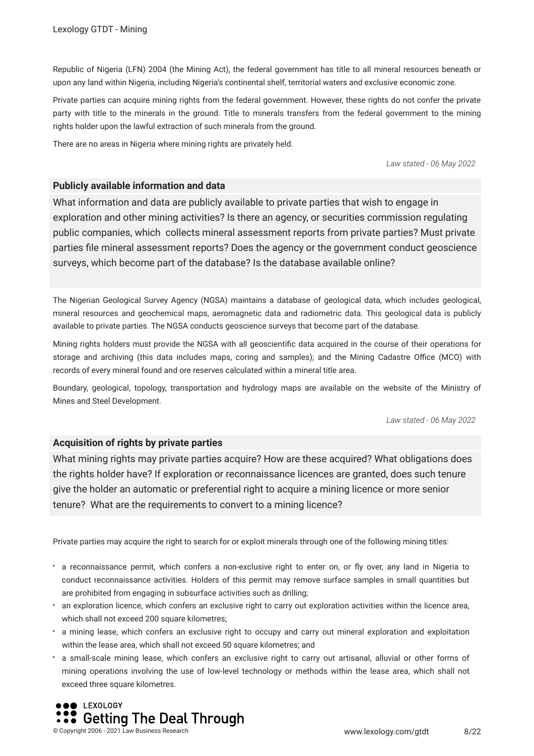Republic of Nigeria (LFN) 2004 (the Mining Act), the federal government has title to all mineral resources beneath or upon any land within Nigeria, including Nigeria's continental shelf, territorial waters and exclusive economic zone.

Private parties can acquire mining rights from the federal government. However, these rights do not confer the private party with title to the minerals in the ground. Title to minerals transfers from the federal government to the mining rights holder upon the lawful extraction of such minerals from the ground.

There are no areas in Nigeria where mining rights are privately held.

*Law stated - 06 May 2022*

### Publicly available information and data

What information and data are publicly available to private parties that wish to engage in exploration and other mining activities? Is there an agency, or securities commission regulating public companies, which collects mineral assessment reports from private parties? Must private parties file mineral assessment reports? Does the agency or the government conduct geoscience surveys, which become part of the database? Is the database available online?

The Nigerian Geological Survey Agency (NGSA) maintains a database of geological data, which includes geological, mineral resources and geochemical maps, aeromagnetic data and radiometric data. This geological data is publicly available to private parties. The NGSA conducts geoscience surveys that become part of the database.

Mining rights holders must provide the NGSA with all geoscientific data acquired in the course of their operations for storage and archiving (this data includes maps, coring and samples); and the Mining Cadastre Office (MCO) with records of every mineral found and ore reserves calculated within a mineral title area.

Boundary, geological, topology, transportation and hydrology maps are available on the website of the Ministry of Mines and Steel Development.

*Law stated - 06 May 2022*

### Acquisition of rights by private parties

What mining rights may private parties acquire? How are these acquired? What obligations does the rights holder have? If exploration or reconnaissance licences are granted, does such tenure give the holder an automatic or preferential right to acquire a mining licence or more senior tenure? What are the requirements to convert to a mining licence?

Private parties may acquire the right to search for or exploit minerals through one of the following mining titles:

- a reconnaissance permit, which confers a non-exclusive right to enter on, or fly over, any land in Nigeria to conduct reconnaissance activities. Holders of this permit may remove surface samples in small quantities but are prohibited from engaging in subsurface activities such as drilling;
- an exploration licence, which confers an exclusive right to carry out exploration activities within the licence area, which shall not exceed 200 square kilometres;
- a mining lease, which confers an exclusive right to occupy and carry out mineral exploration and exploitation within the lease area, which shall not exceed 50 square kilometres; and
- a small-scale mining lease, which confers an exclusive right to carry out artisanal, alluvial or other forms of mining operations involving the use of low-level technology or methods within the lease area, which shall not exceed three square kilometres.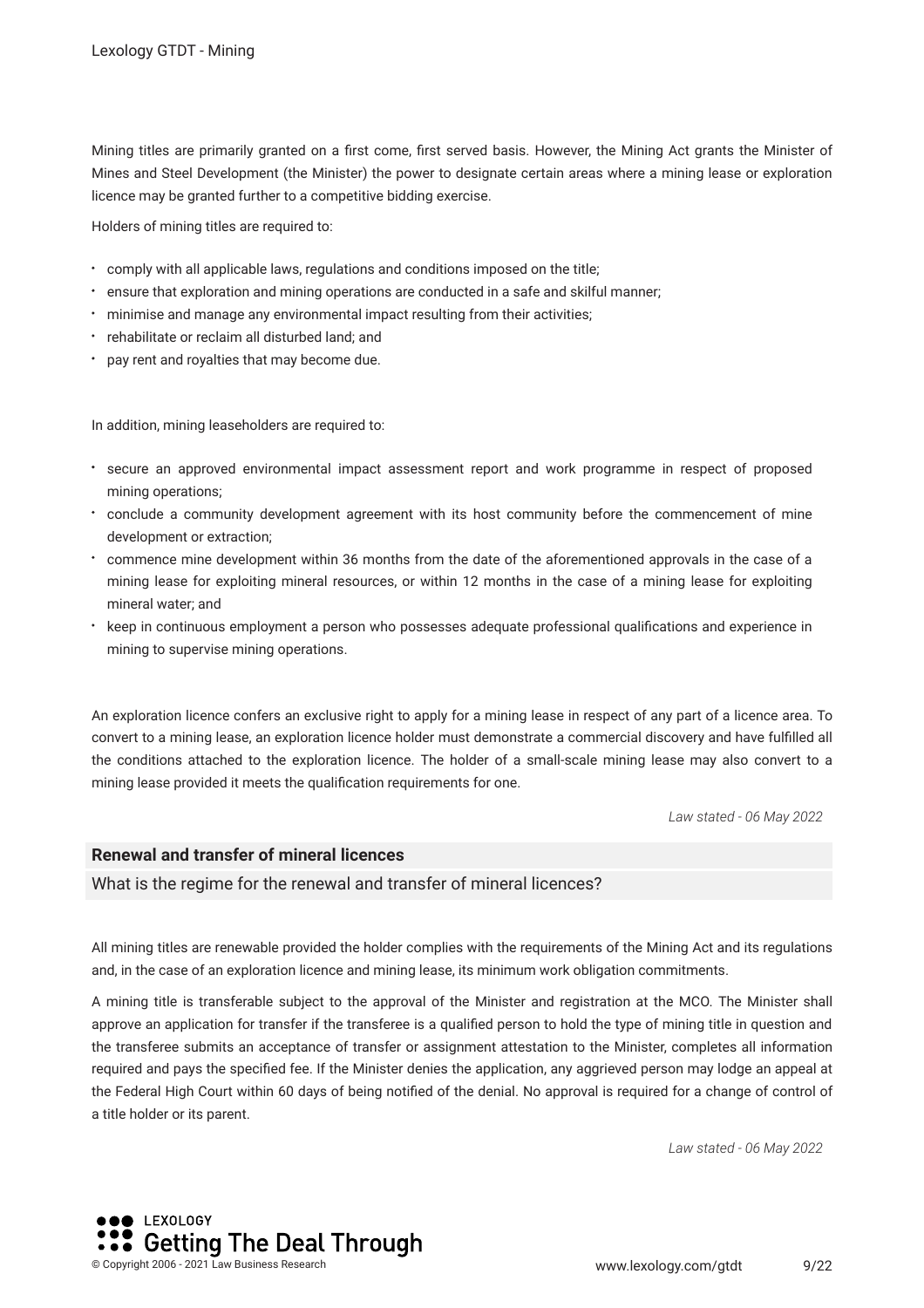Mining titles are primarily granted on a first come, first served basis. However, the Mining Act grants the Minister of Mines and Steel Development (the Minister) the power to designate certain areas where a mining lease or exploration licence may be granted further to a competitive bidding exercise.

Holders of mining titles are required to:

- comply with all applicable laws, regulations and conditions imposed on the title;
- ensure that exploration and mining operations are conducted in a safe and skilful manner;
- minimise and manage any environmental impact resulting from their activities;
- rehabilitate or reclaim all disturbed land; and
- pay rent and royalties that may become due.

In addition, mining leaseholders are required to:

- secure an approved environmental impact assessment report and work programme in respect of proposed mining operations;
- conclude a community development agreement with its host community before the commencement of mine development or extraction;
- commence mine development within 36 months from the date of the aforementioned approvals in the case of a mining lease for exploiting mineral resources, or within 12 months in the case of a mining lease for exploiting mineral water; and
- keep in continuous employment a person who possesses adequate professional qualifications and experience in mining to supervise mining operations.

An exploration licence confers an exclusive right to apply for a mining lease in respect of any part of a licence area. To convert to a mining lease, an exploration licence holder must demonstrate a commercial discovery and have fulfilled all the conditions attached to the exploration licence. The holder of a small-scale mining lease may also convert to a mining lease provided it meets the qualification requirements for one.

*Law stated - 06 May 2022*

### Renewal and transfer of mineral licences

What is the regime for the renewal and transfer of mineral licences?

All mining titles are renewable provided the holder complies with the requirements of the Mining Act and its regulations and, in the case of an exploration licence and mining lease, its minimum work obligation commitments.

A mining title is transferable subject to the approval of the Minister and registration at the MCO. The Minister shall approve an application for transfer if the transferee is a qualified person to hold the type of mining title in question and the transferee submits an acceptance of transfer or assignment attestation to the Minister, completes all information required and pays the specified fee. If the Minister denies the application, any aggrieved person may lodge an appeal at the Federal High Court within 60 days of being notified of the denial. No approval is required for a change of control of a title holder or its parent.

*Law stated - 06 May 2022*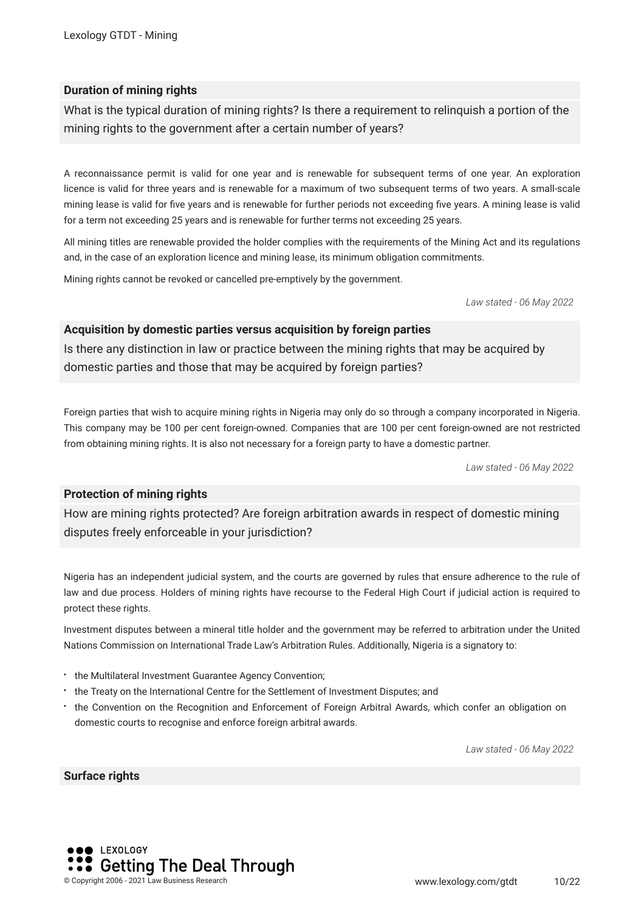### Duration of mining rights

What is the typical duration of mining rights? Is there a requirement to relinquish a portion of the mining rights to the government after a certain number of years?

A reconnaissance permit is valid for one year and is renewable for subsequent terms of one year. An exploration licence is valid for three years and is renewable for a maximum of two subsequent terms of two years. A small-scale mining lease is valid for five years and is renewable for further periods not exceeding five years. A mining lease is valid for a term not exceeding 25 years and is renewable for further terms not exceeding 25 years.

All mining titles are renewable provided the holder complies with the requirements of the Mining Act and its regulations and, in the case of an exploration licence and mining lease, its minimum obligation commitments.

Mining rights cannot be revoked or cancelled pre-emptively by the government.

*Law stated - 06 May 2022*

### Acquisition by domestic parties versus acquisition by foreign parties

Is there any distinction in law or practice between the mining rights that may be acquired by domestic parties and those that may be acquired by foreign parties?

Foreign parties that wish to acquire mining rights in Nigeria may only do so through a company incorporated in Nigeria. This company may be 100 per cent foreign-owned. Companies that are 100 per cent foreign-owned are not restricted from obtaining mining rights. It is also not necessary for a foreign party to have a domestic partner.

*Law stated - 06 May 2022*

### Protection of mining rights

How are mining rights protected? Are foreign arbitration awards in respect of domestic mining disputes freely enforceable in your jurisdiction?

Nigeria has an independent judicial system, and the courts are governed by rules that ensure adherence to the rule of law and due process. Holders of mining rights have recourse to the Federal High Court if judicial action is required to protect these rights.

Investment disputes between a mineral title holder and the government may be referred to arbitration under the United Nations Commission on International Trade Law's Arbitration Rules. Additionally, Nigeria is a signatory to:

- the Multilateral Investment Guarantee Agency Convention;
- the Treaty on the International Centre for the Settlement of Investment Disputes; and
- the Convention on the Recognition and Enforcement of Foreign Arbitral Awards, which confer an obligation on domestic courts to recognise and enforce foreign arbitral awards.

*Law stated - 06 May 2022*

### Surface rights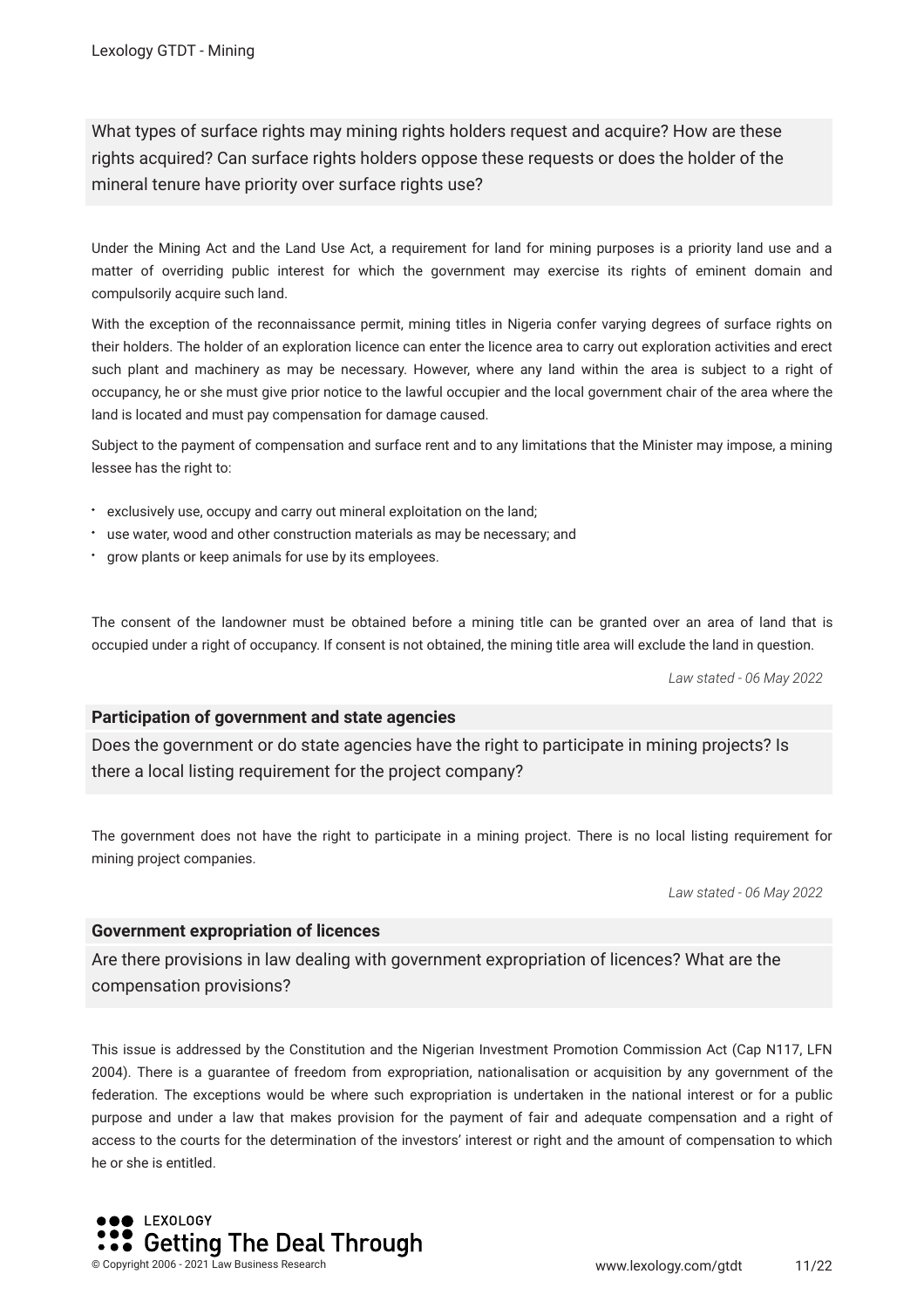What types of surface rights may mining rights holders request and acquire? How are these rights acquired? Can surface rights holders oppose these requests or does the holder of the mineral tenure have priority over surface rights use?

Under the Mining Act and the Land Use Act, a requirement for land for mining purposes is a priority land use and a matter of overriding public interest for which the government may exercise its rights of eminent domain and compulsorily acquire such land.

With the exception of the reconnaissance permit, mining titles in Nigeria confer varying degrees of surface rights on their holders. The holder of an exploration licence can enter the licence area to carry out exploration activities and erect such plant and machinery as may be necessary. However, where any land within the area is subject to a right of occupancy, he or she must give prior notice to the lawful occupier and the local government chair of the area where the land is located and must pay compensation for damage caused.

Subject to the payment of compensation and surface rent and to any limitations that the Minister may impose, a mining lessee has the right to:

- exclusively use, occupy and carry out mineral exploitation on the land;
- use water, wood and other construction materials as may be necessary; and
- grow plants or keep animals for use by its employees.

The consent of the landowner must be obtained before a mining title can be granted over an area of land that is occupied under a right of occupancy. If consent is not obtained, the mining title area will exclude the land in question.

*Law stated - 06 May 2022*

### Participation of government and state agencies

Does the government or do state agencies have the right to participate in mining projects? Is there a local listing requirement for the project company?

The government does not have the right to participate in a mining project. There is no local listing requirement for mining project companies.

*Law stated - 06 May 2022*

### Government expropriation of licences

Are there provisions in law dealing with government expropriation of licences? What are the compensation provisions?

This issue is addressed by the Constitution and the Nigerian Investment Promotion Commission Act (Cap N117, LFN 2004). There is a guarantee of freedom from expropriation, nationalisation or acquisition by any government of the federation. The exceptions would be where such expropriation is undertaken in the national interest or for a public purpose and under a law that makes provision for the payment of fair and adequate compensation and a right of access to the courts for the determination of the investors' interest or right and the amount of compensation to which he or she is entitled.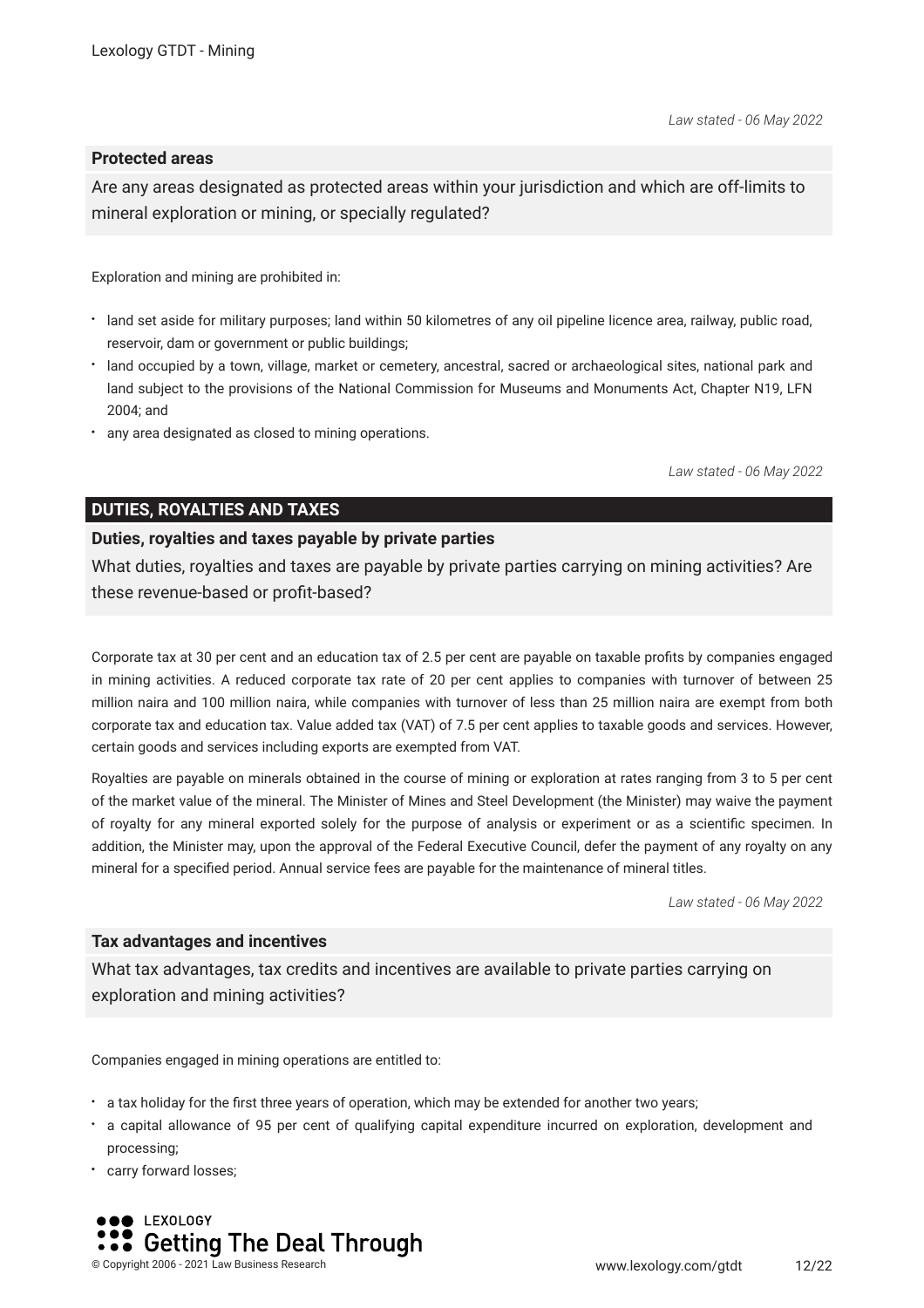*Law stated - 06 May 2022*

### Protected areas

Are any areas designated as protected areas within your jurisdiction and which are off-limits to mineral exploration or mining, or specially regulated?

Exploration and mining are prohibited in:

- land set aside for military purposes; land within 50 kilometres of any oil pipeline licence area, railway, public road, reservoir, dam or government or public buildings;
- land occupied by a town, village, market or cemetery, ancestral, sacred or archaeological sites, national park and land subject to the provisions of the National Commission for Museums and Monuments Act, Chapter N19, LFN 2004; and
- any area designated as closed to mining operations.

*Law stated - 06 May 2022*

## DUTIES, ROYALTIES AND TAXES

### Duties, royalties and taxes payable by private parties

What duties, royalties and taxes are payable by private parties carrying on mining activities? Are these revenue-based or profit-based?

Corporate tax at 30 per cent and an education tax of 2.5 per cent are payable on taxable profits by companies engaged in mining activities. A reduced corporate tax rate of 20 per cent applies to companies with turnover of between 25 million naira and 100 million naira, while companies with turnover of less than 25 million naira are exempt from both corporate tax and education tax. Value added tax (VAT) of 7.5 per cent applies to taxable goods and services. However, certain goods and services including exports are exempted from VAT.

Royalties are payable on minerals obtained in the course of mining or exploration at rates ranging from 3 to 5 per cent of the market value of the mineral. The Minister of Mines and Steel Development (the Minister) may waive the payment of royalty for any mineral exported solely for the purpose of analysis or experiment or as a scientific specimen. In addition, the Minister may, upon the approval of the Federal Executive Council, defer the payment of any royalty on any mineral for a specified period. Annual service fees are payable for the maintenance of mineral titles.

*Law stated - 06 May 2022*

### Tax advantages and incentives

What tax advantages, tax credits and incentives are available to private parties carrying on exploration and mining activities?

Companies engaged in mining operations are entitled to:

- a tax holiday for the first three years of operation, which may be extended for another two years;
- a capital allowance of 95 per cent of qualifying capital expenditure incurred on exploration, development and processing;
- carry forward losses;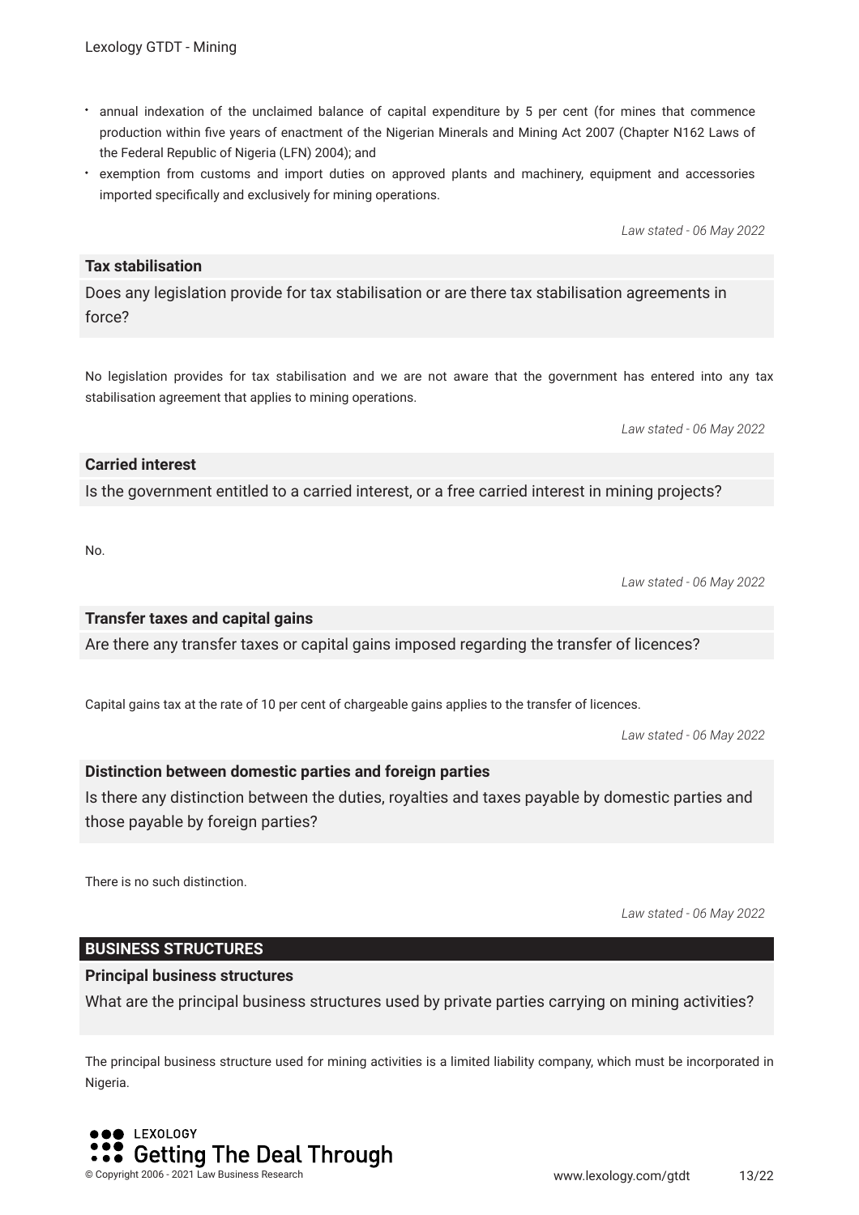- annual indexation of the unclaimed balance of capital expenditure by 5 per cent (for mines that commence production within five years of enactment of the Nigerian Minerals and Mining Act 2007 (Chapter N162 Laws of the Federal Republic of Nigeria (LFN) 2004); and
- exemption from customs and import duties on approved plants and machinery, equipment and accessories imported specifically and exclusively for mining operations.

*Law stated - 06 May 2022*

**Tax stabilisation**

Does any legislation provide for tax stabilisation or are there tax stabilisation agreements in force?

No legislation provides for tax stabilisation and we are not aware that the government has entered into any tax stabilisation agreement that applies to mining operations.

*Law stated - 06 May 2022*

**Carried interest**

Is the government entitled to a carried interest, or a free carried interest in mining projects?

No.

*Law stated - 06 May 2022*

**Transfer taxes and capital gains**

Are there any transfer taxes or capital gains imposed regarding the transfer of licences?

Capital gains tax at the rate of 10 per cent of chargeable gains applies to the transfer of licences.

*Law stated - 06 May 2022*

**Distinction between domestic parties and foreign parties**

Is there any distinction between the duties, royalties and taxes payable by domestic parties and those payable by foreign parties?

There is no such distinction.

*Law stated - 06 May 2022*

## BUSINESS STRUCTURES

**Principal business structures**

What are the principal business structures used by private parties carrying on mining activities?

The principal business structure used for mining activities is a limited liability company, which must be incorporated in Nigeria.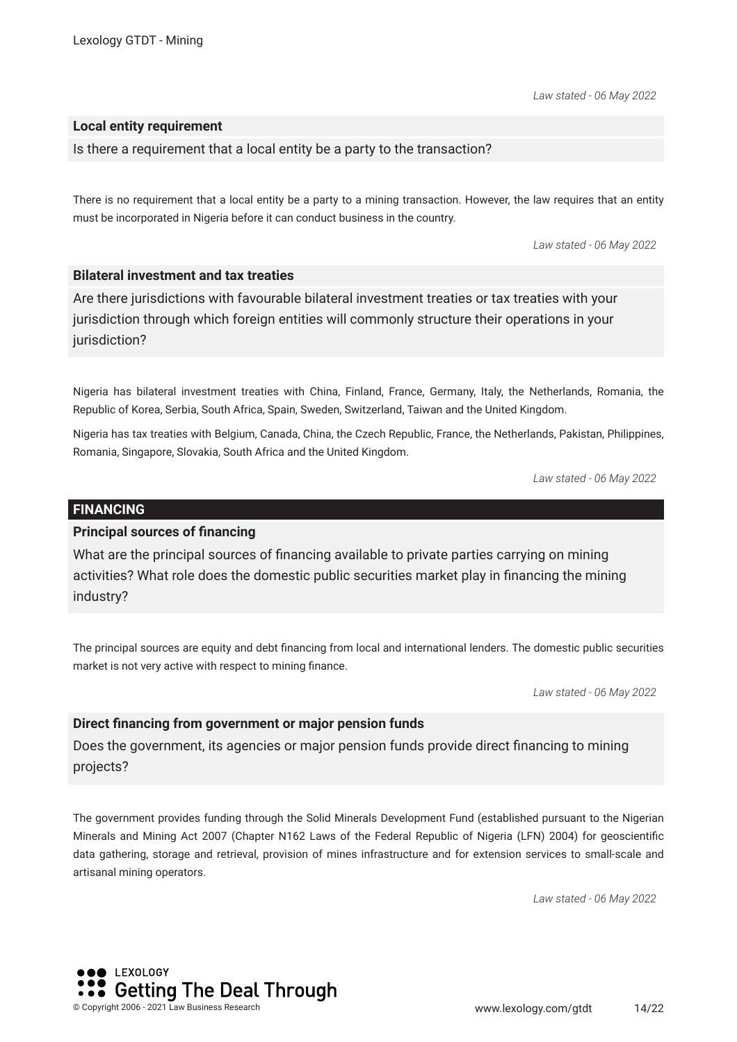*Law stated - 06 May 2022*

### Local entity requirement

Is there a requirement that a local entity be a party to the transaction?

There is no requirement that a local entity be a party to a mining transaction. However, the law requires that an entity must be incorporated in Nigeria before it can conduct business in the country.

*Law stated - 06 May 2022*

### Bilateral investment and tax treaties

Are there jurisdictions with favourable bilateral investment treaties or tax treaties with your jurisdiction through which foreign entities will commonly structure their operations in your jurisdiction?

Nigeria has bilateral investment treaties with China, Finland, France, Germany, Italy, the Netherlands, Romania, the Republic of Korea, Serbia, South Africa, Spain, Sweden, Switzerland, Taiwan and the United Kingdom.

Nigeria has tax treaties with Belgium, Canada, China, the Czech Republic, France, the Netherlands, Pakistan, Philippines, Romania, Singapore, Slovakia, South Africa and the United Kingdom.

*Law stated - 06 May 2022*

## FINANCING

### Principal sources of financing

What are the principal sources of financing available to private parties carrying on mining activities? What role does the domestic public securities market play in financing the mining industry?

The principal sources are equity and debt financing from local and international lenders. The domestic public securities market is not very active with respect to mining finance.

*Law stated - 06 May 2022*

### Direct financing from government or major pension funds

Does the government, its agencies or major pension funds provide direct financing to mining projects?

The government provides funding through the Solid Minerals Development Fund (established pursuant to the Nigerian Minerals and Mining Act 2007 (Chapter N162 Laws of the Federal Republic of Nigeria (LFN) 2004) for geoscientific data gathering, storage and retrieval, provision of mines infrastructure and for extension services to small-scale and artisanal mining operators.

*Law stated - 06 May 2022*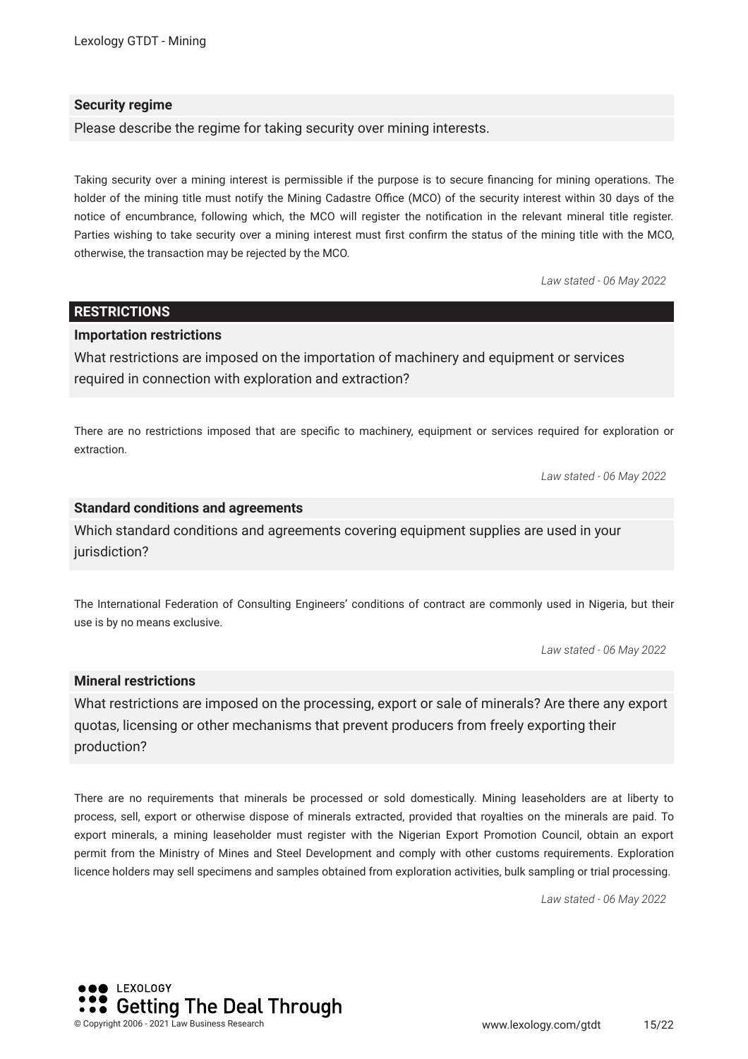### Security regime

Please describe the regime for taking security over mining interests.

Taking security over a mining interest is permissible if the purpose is to secure financing for mining operations. The holder of the mining title must notify the Mining Cadastre Office (MCO) of the security interest within 30 days of the notice of encumbrance, following which, the MCO will register the notification in the relevant mineral title register. Parties wishing to take security over a mining interest must first confirm the status of the mining title with the MCO, otherwise, the transaction may be rejected by the MCO.

*Law stated - 06 May 2022*

## RESTRICTIONS

### Importation restrictions

What restrictions are imposed on the importation of machinery and equipment or services required in connection with exploration and extraction?

There are no restrictions imposed that are specific to machinery, equipment or services required for exploration or extraction.

*Law stated - 06 May 2022*

### Standard conditions and agreements

Which standard conditions and agreements covering equipment supplies are used in your jurisdiction?

The International Federation of Consulting Engineers' conditions of contract are commonly used in Nigeria, but their use is by no means exclusive.

*Law stated - 06 May 2022*

### Mineral restrictions

What restrictions are imposed on the processing, export or sale of minerals? Are there any export quotas, licensing or other mechanisms that prevent producers from freely exporting their production?

There are no requirements that minerals be processed or sold domestically. Mining leaseholders are at liberty to process, sell, export or otherwise dispose of minerals extracted, provided that royalties on the minerals are paid. To export minerals, a mining leaseholder must register with the Nigerian Export Promotion Council, obtain an export permit from the Ministry of Mines and Steel Development and comply with other customs requirements. Exploration licence holders may sell specimens and samples obtained from exploration activities, bulk sampling or trial processing.

*Law stated - 06 May 2022*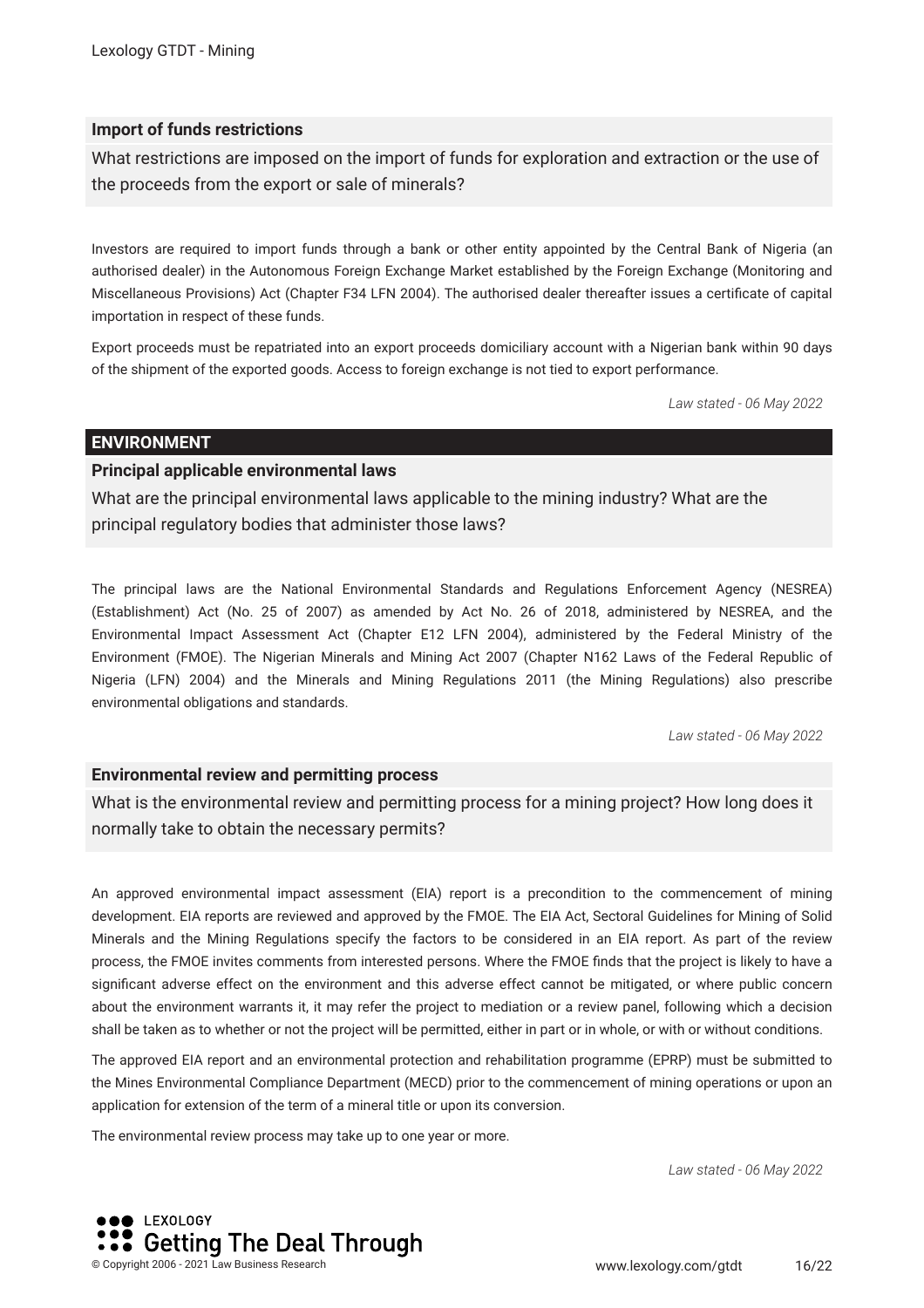### Import of funds restrictions

What restrictions are imposed on the import of funds for exploration and extraction or the use of the proceeds from the export or sale of minerals?

Investors are required to import funds through a bank or other entity appointed by the Central Bank of Nigeria (an authorised dealer) in the Autonomous Foreign Exchange Market established by the Foreign Exchange (Monitoring and Miscellaneous Provisions) Act (Chapter F34 LFN 2004). The authorised dealer thereafter issues a certificate of capital importation in respect of these funds.

Export proceeds must be repatriated into an export proceeds domiciliary account with a Nigerian bank within 90 days of the shipment of the exported goods. Access to foreign exchange is not tied to export performance.

*Law stated - 06 May 2022*

## ENVIRONMENT

### Principal applicable environmental laws

What are the principal environmental laws applicable to the mining industry? What are the principal regulatory bodies that administer those laws?

The principal laws are the National Environmental Standards and Regulations Enforcement Agency (NESREA) (Establishment) Act (No. 25 of 2007) as amended by Act No. 26 of 2018, administered by NESREA, and the Environmental Impact Assessment Act (Chapter E12 LFN 2004), administered by the Federal Ministry of the Environment (FMOE). The Nigerian Minerals and Mining Act 2007 (Chapter N162 Laws of the Federal Republic of Nigeria (LFN) 2004) and the Minerals and Mining Regulations 2011 (the Mining Regulations) also prescribe environmental obligations and standards.

*Law stated - 06 May 2022*

### Environmental review and permitting process

What is the environmental review and permitting process for a mining project? How long does it normally take to obtain the necessary permits?

An approved environmental impact assessment (EIA) report is a precondition to the commencement of mining development. EIA reports are reviewed and approved by the FMOE. The EIA Act, Sectoral Guidelines for Mining of Solid Minerals and the Mining Regulations specify the factors to be considered in an EIA report. As part of the review process, the FMOE invites comments from interested persons. Where the FMOE finds that the project is likely to have a significant adverse effect on the environment and this adverse effect cannot be mitigated, or where public concern about the environment warrants it, it may refer the project to mediation or a review panel, following which a decision shall be taken as to whether or not the project will be permitted, either in part or in whole, or with or without conditions.

The approved EIA report and an environmental protection and rehabilitation programme (EPRP) must be submitted to the Mines Environmental Compliance Department (MECD) prior to the commencement of mining operations or upon an application for extension of the term of a mineral title or upon its conversion.

The environmental review process may take up to one year or more.

*Law stated - 06 May 2022*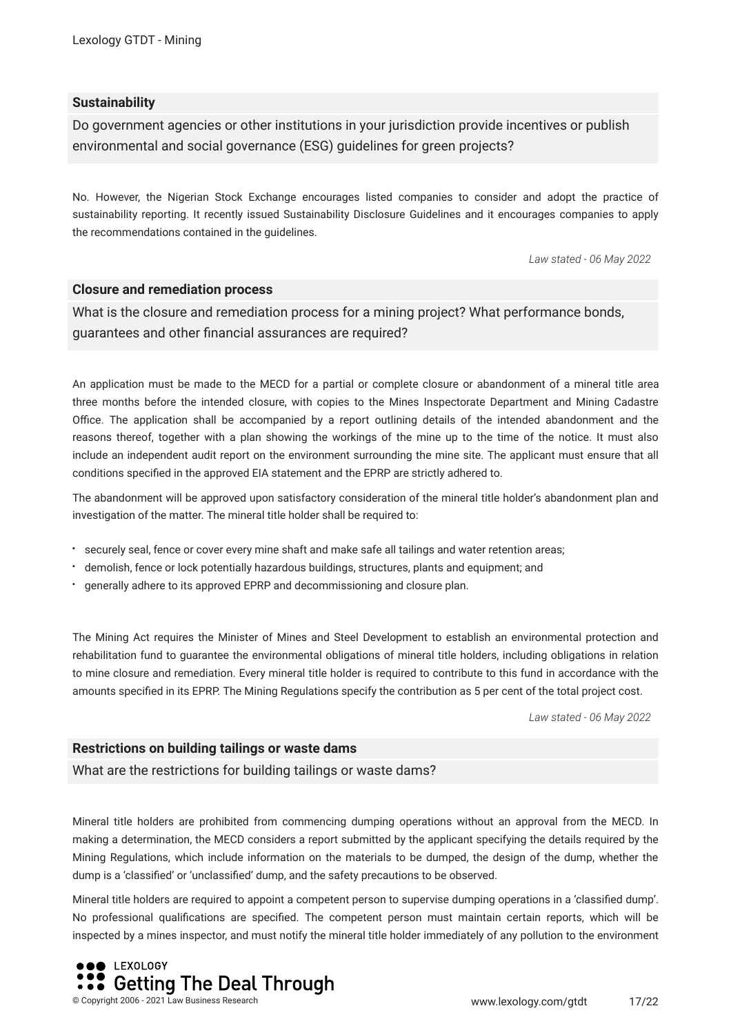## Sustainability

### Do government agencies or other institutions in your jurisdiction provide incentives or publish environmental and social governance (ESG) guidelines for green projects?

No. However, the Nigerian Stock Exchange encourages listed companies to consider and adopt the practice of sustainability reporting. It recently issued Sustainability Disclosure Guidelines and it encourages companies to apply the recommendations contained in the guidelines.

*Law stated - 06 May 2022*

## Closure and remediation process

### What is the closure and remediation process for a mining project? What performance bonds, guarantees and other financial assurances are required?

An application must be made to the MECD for a partial or complete closure or abandonment of a mineral title area three months before the intended closure, with copies to the Mines Inspectorate Department and Mining Cadastre Office. The application shall be accompanied by a report outlining details of the intended abandonment and the reasons thereof, together with a plan showing the workings of the mine up to the time of the notice. It must also include an independent audit report on the environment surrounding the mine site. The applicant must ensure that all conditions specified in the approved EIA statement and the EPRP are strictly adhered to.

The abandonment will be approved upon satisfactory consideration of the mineral title holder's abandonment plan and investigation of the matter. The mineral title holder shall be required to:

- securely seal, fence or cover every mine shaft and make safe all tailings and water retention areas;
- demolish, fence or lock potentially hazardous buildings, structures, plants and equipment; and
- generally adhere to its approved EPRP and decommissioning and closure plan.

The Mining Act requires the Minister of Mines and Steel Development to establish an environmental protection and rehabilitation fund to guarantee the environmental obligations of mineral title holders, including obligations in relation to mine closure and remediation. Every mineral title holder is required to contribute to this fund in accordance with the amounts specified in its EPRP. The Mining Regulations specify the contribution as 5 per cent of the total project cost.

*Law stated - 06 May 2022*

## Restrictions on building tailings or waste dams

### What are the restrictions for building tailings or waste dams?

Mineral title holders are prohibited from commencing dumping operations without an approval from the MECD. In making a determination, the MECD considers a report submitted by the applicant specifying the details required by the Mining Regulations, which include information on the materials to be dumped, the design of the dump, whether the dump is a 'classified' or 'unclassified' dump, and the safety precautions to be observed.

Mineral title holders are required to appoint a competent person to supervise dumping operations in a 'classified dump'. No professional qualifications are specified. The competent person must maintain certain reports, which will be inspected by a mines inspector, and must notify the mineral title holder immediately of any pollution to the environment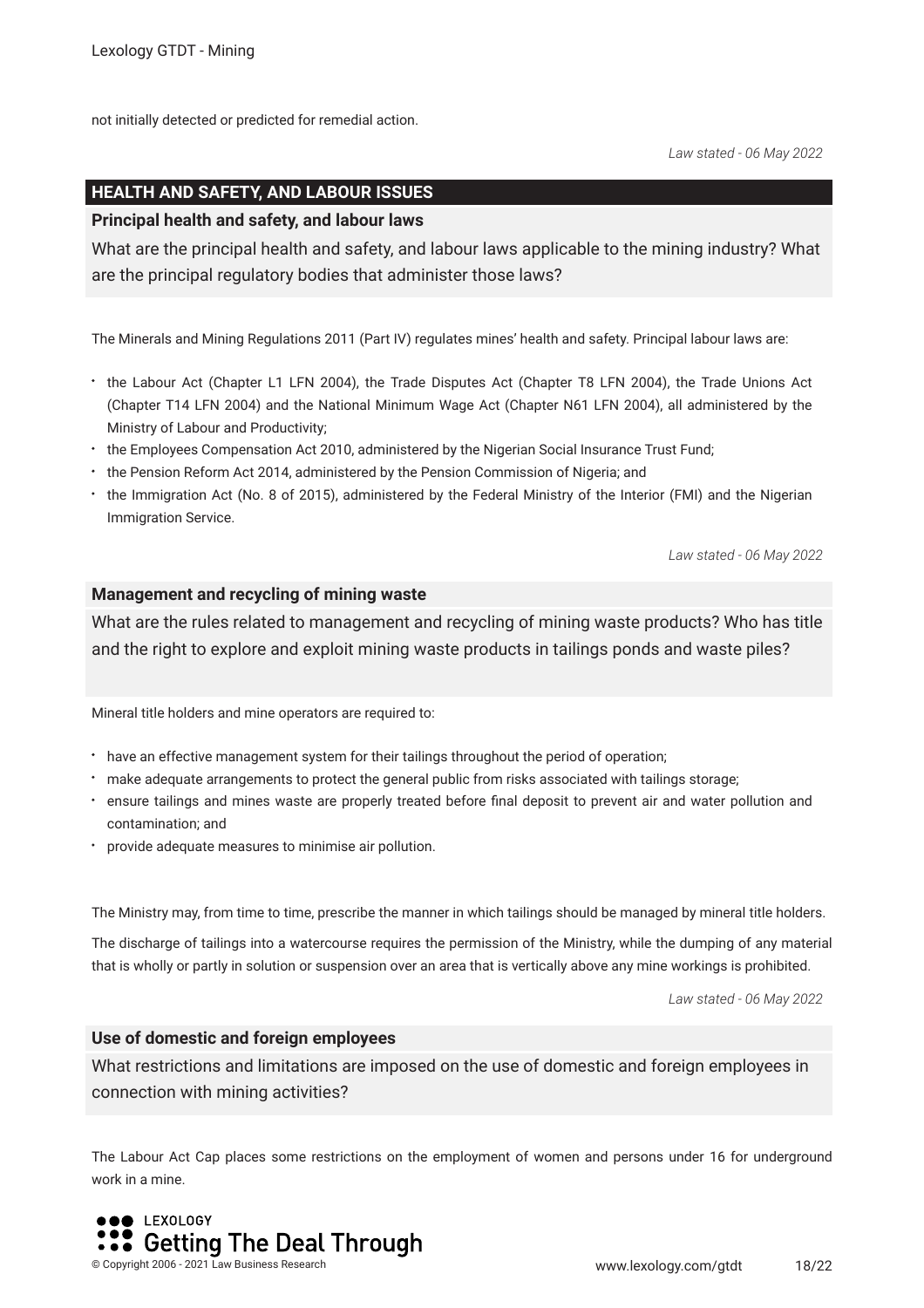not initially detected or predicted for remedial action.

*Law stated - 06 May 2022*

## HEALTH AND SAFETY, AND LABOUR ISSUES

### Principal health and safety, and labour laws

What are the principal health and safety, and labour laws applicable to the mining industry? What are the principal regulatory bodies that administer those laws?

The Minerals and Mining Regulations 2011 (Part IV) regulates mines' health and safety. Principal labour laws are:

- the Labour Act (Chapter L1 LFN 2004), the Trade Disputes Act (Chapter T8 LFN 2004), the Trade Unions Act (Chapter T14 LFN 2004) and the National Minimum Wage Act (Chapter N61 LFN 2004), all administered by the Ministry of Labour and Productivity;
- the Employees Compensation Act 2010, administered by the Nigerian Social Insurance Trust Fund;
- the Pension Reform Act 2014, administered by the Pension Commission of Nigeria; and
- the Immigration Act (No. 8 of 2015), administered by the Federal Ministry of the Interior (FMI) and the Nigerian Immigration Service.

*Law stated - 06 May 2022*

### Management and recycling of mining waste

What are the rules related to management and recycling of mining waste products? Who has title and the right to explore and exploit mining waste products in tailings ponds and waste piles?

Mineral title holders and mine operators are required to:

- have an effective management system for their tailings throughout the period of operation;
- make adequate arrangements to protect the general public from risks associated with tailings storage;
- ensure tailings and mines waste are properly treated before final deposit to prevent air and water pollution and contamination; and
- provide adequate measures to minimise air pollution.

The Ministry may, from time to time, prescribe the manner in which tailings should be managed by mineral title holders.

The discharge of tailings into a watercourse requires the permission of the Ministry, while the dumping of any material that is wholly or partly in solution or suspension over an area that is vertically above any mine workings is prohibited.

*Law stated - 06 May 2022*

### Use of domestic and foreign employees

What restrictions and limitations are imposed on the use of domestic and foreign employees in connection with mining activities?

The Labour Act Cap places some restrictions on the employment of women and persons under 16 for underground work in a mine.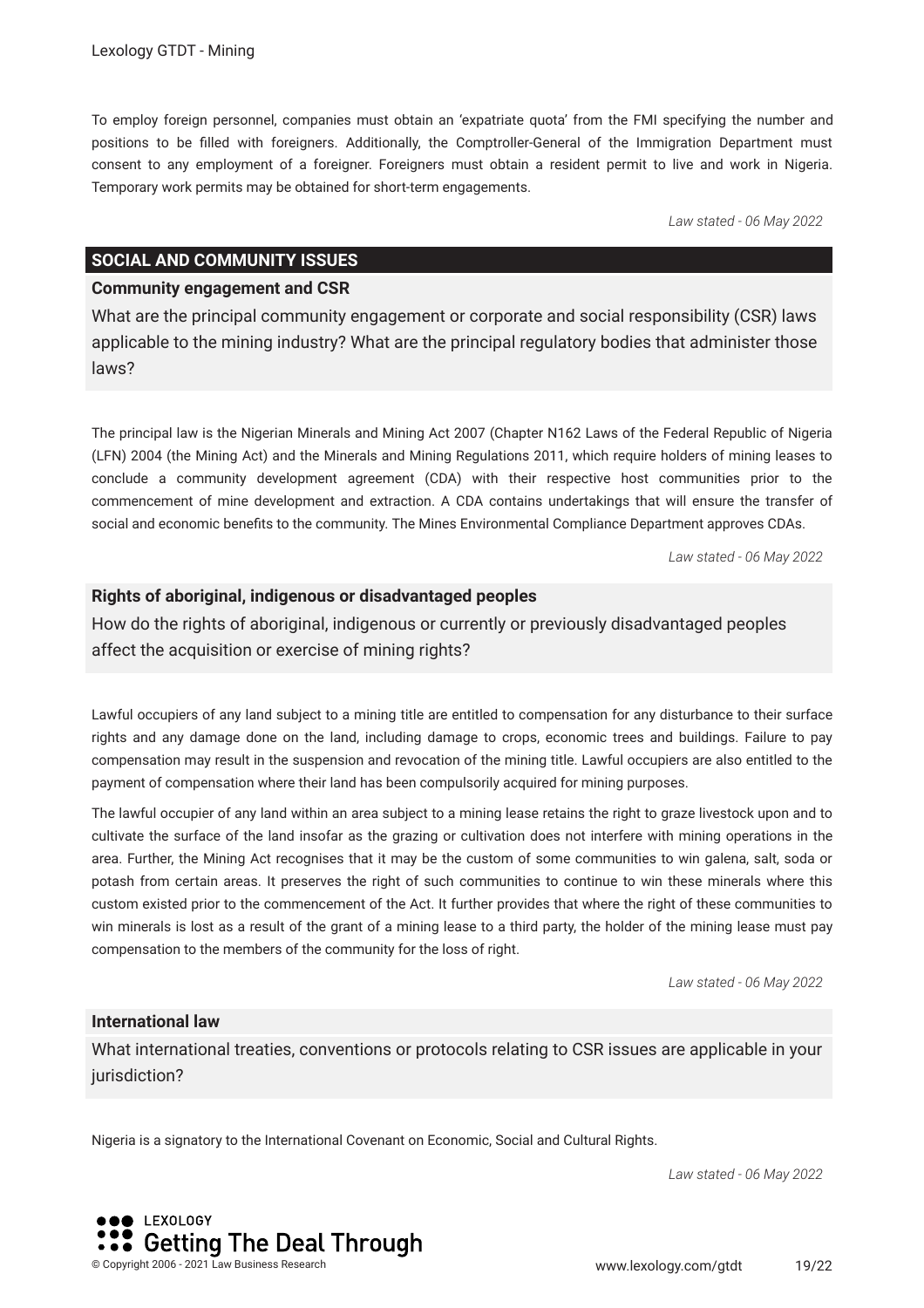To employ foreign personnel, companies must obtain an 'expatriate quota' from the FMI specifying the number and positions to be filled with foreigners. Additionally, the Comptroller-General of the Immigration Department must consent to any employment of a foreigner. Foreigners must obtain a resident permit to live and work in Nigeria. Temporary work permits may be obtained for short-term engagements.

*Law stated - 06 May 2022*

## SOCIAL AND COMMUNITY ISSUES

### Community engagement and CSR

What are the principal community engagement or corporate and social responsibility (CSR) laws applicable to the mining industry? What are the principal regulatory bodies that administer those laws?

The principal law is the Nigerian Minerals and Mining Act 2007 (Chapter N162 Laws of the Federal Republic of Nigeria (LFN) 2004 (the Mining Act) and the Minerals and Mining Regulations 2011, which require holders of mining leases to conclude a community development agreement (CDA) with their respective host communities prior to the commencement of mine development and extraction. A CDA contains undertakings that will ensure the transfer of social and economic benefits to the community. The Mines Environmental Compliance Department approves CDAs.

*Law stated - 06 May 2022*

### Rights of aboriginal, indigenous or disadvantaged peoples

How do the rights of aboriginal, indigenous or currently or previously disadvantaged peoples affect the acquisition or exercise of mining rights?

Lawful occupiers of any land subject to a mining title are entitled to compensation for any disturbance to their surface rights and any damage done on the land, including damage to crops, economic trees and buildings. Failure to pay compensation may result in the suspension and revocation of the mining title. Lawful occupiers are also entitled to the payment of compensation where their land has been compulsorily acquired for mining purposes.

The lawful occupier of any land within an area subject to a mining lease retains the right to graze livestock upon and to cultivate the surface of the land insofar as the grazing or cultivation does not interfere with mining operations in the area. Further, the Mining Act recognises that it may be the custom of some communities to win galena, salt, soda or potash from certain areas. It preserves the right of such communities to continue to win these minerals where this custom existed prior to the commencement of the Act. It further provides that where the right of these communities to win minerals is lost as a result of the grant of a mining lease to a third party, the holder of the mining lease must pay compensation to the members of the community for the loss of right.

*Law stated - 06 May 2022*

### International law

What international treaties, conventions or protocols relating to CSR issues are applicable in your jurisdiction?

Nigeria is a signatory to the International Covenant on Economic, Social and Cultural Rights.

*Law stated - 06 May 2022*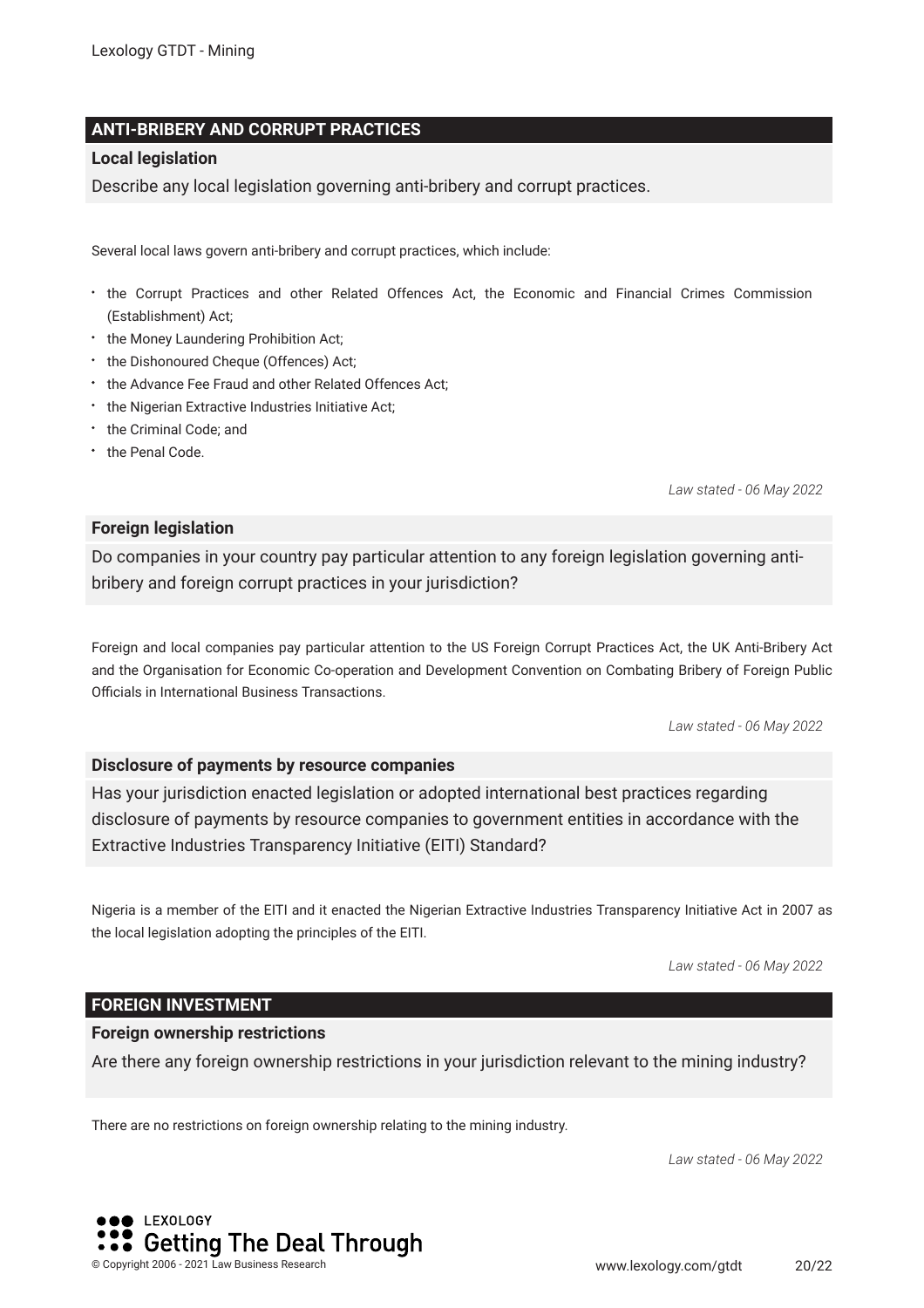## ANTI-BRIBERY AND CORRUPT PRACTICES

### Local legislation

Describe any local legislation governing anti-bribery and corrupt practices.

Several local laws govern anti-bribery and corrupt practices, which include:

- the Corrupt Practices and other Related Offences Act, the Economic and Financial Crimes Commission (Establishment) Act;
- the Money Laundering Prohibition Act;
- the Dishonoured Cheque (Offences) Act;
- the Advance Fee Fraud and other Related Offences Act;
- the Nigerian Extractive Industries Initiative Act;
- the Criminal Code; and
- the Penal Code.

*Law stated - 06 May 2022*

### Foreign legislation

Do companies in your country pay particular attention to any foreign legislation governing anti-bribery and foreign corrupt practices in your jurisdiction?

Foreign and local companies pay particular attention to the US Foreign Corrupt Practices Act, the UK Anti-Bribery Act and the Organisation for Economic Co-operation and Development Convention on Combating Bribery of Foreign Public Officials in International Business Transactions.

*Law stated - 06 May 2022*

### Disclosure of payments by resource companies

Has your jurisdiction enacted legislation or adopted international best practices regarding disclosure of payments by resource companies to government entities in accordance with the Extractive Industries Transparency Initiative (EITI) Standard?

Nigeria is a member of the EITI and it enacted the Nigerian Extractive Industries Transparency Initiative Act in 2007 as the local legislation adopting the principles of the EITI.

*Law stated - 06 May 2022*

## FOREIGN INVESTMENT

### Foreign ownership restrictions

Are there any foreign ownership restrictions in your jurisdiction relevant to the mining industry?

There are no restrictions on foreign ownership relating to the mining industry.

*Law stated - 06 May 2022*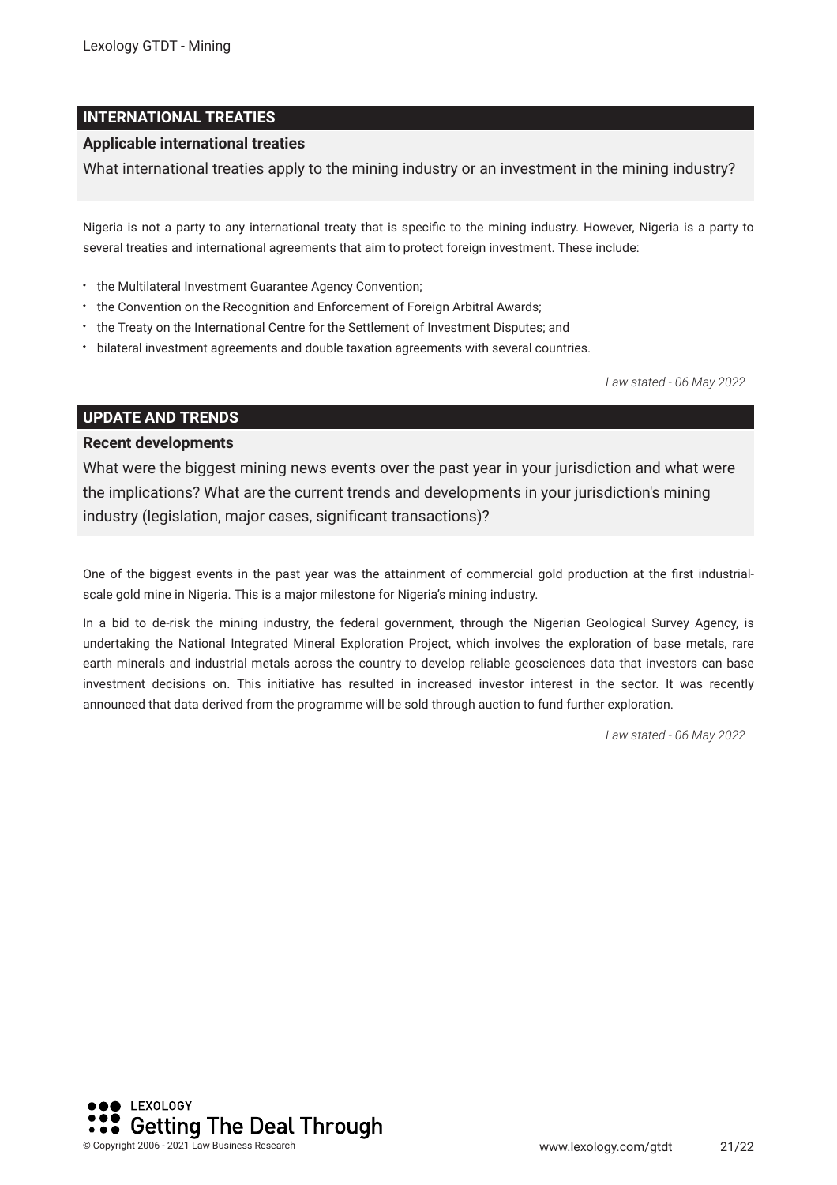## INTERNATIONAL TREATIES

### Applicable international treaties

What international treaties apply to the mining industry or an investment in the mining industry?

Nigeria is not a party to any international treaty that is specific to the mining industry. However, Nigeria is a party to several treaties and international agreements that aim to protect foreign investment. These include:

- the Multilateral Investment Guarantee Agency Convention;
- the Convention on the Recognition and Enforcement of Foreign Arbitral Awards;
- the Treaty on the International Centre for the Settlement of Investment Disputes; and
- bilateral investment agreements and double taxation agreements with several countries.

*Law stated - 06 May 2022*

## UPDATE AND TRENDS

### Recent developments

What were the biggest mining news events over the past year in your jurisdiction and what were the implications? What are the current trends and developments in your jurisdiction's mining industry (legislation, major cases, significant transactions)?

One of the biggest events in the past year was the attainment of commercial gold production at the first industrial-scale gold mine in Nigeria. This is a major milestone for Nigeria's mining industry.

In a bid to de-risk the mining industry, the federal government, through the Nigerian Geological Survey Agency, is undertaking the National Integrated Mineral Exploration Project, which involves the exploration of base metals, rare earth minerals and industrial metals across the country to develop reliable geosciences data that investors can base investment decisions on. This initiative has resulted in increased investor interest in the sector. It was recently announced that data derived from the programme will be sold through auction to fund further exploration.

*Law stated - 06 May 2022*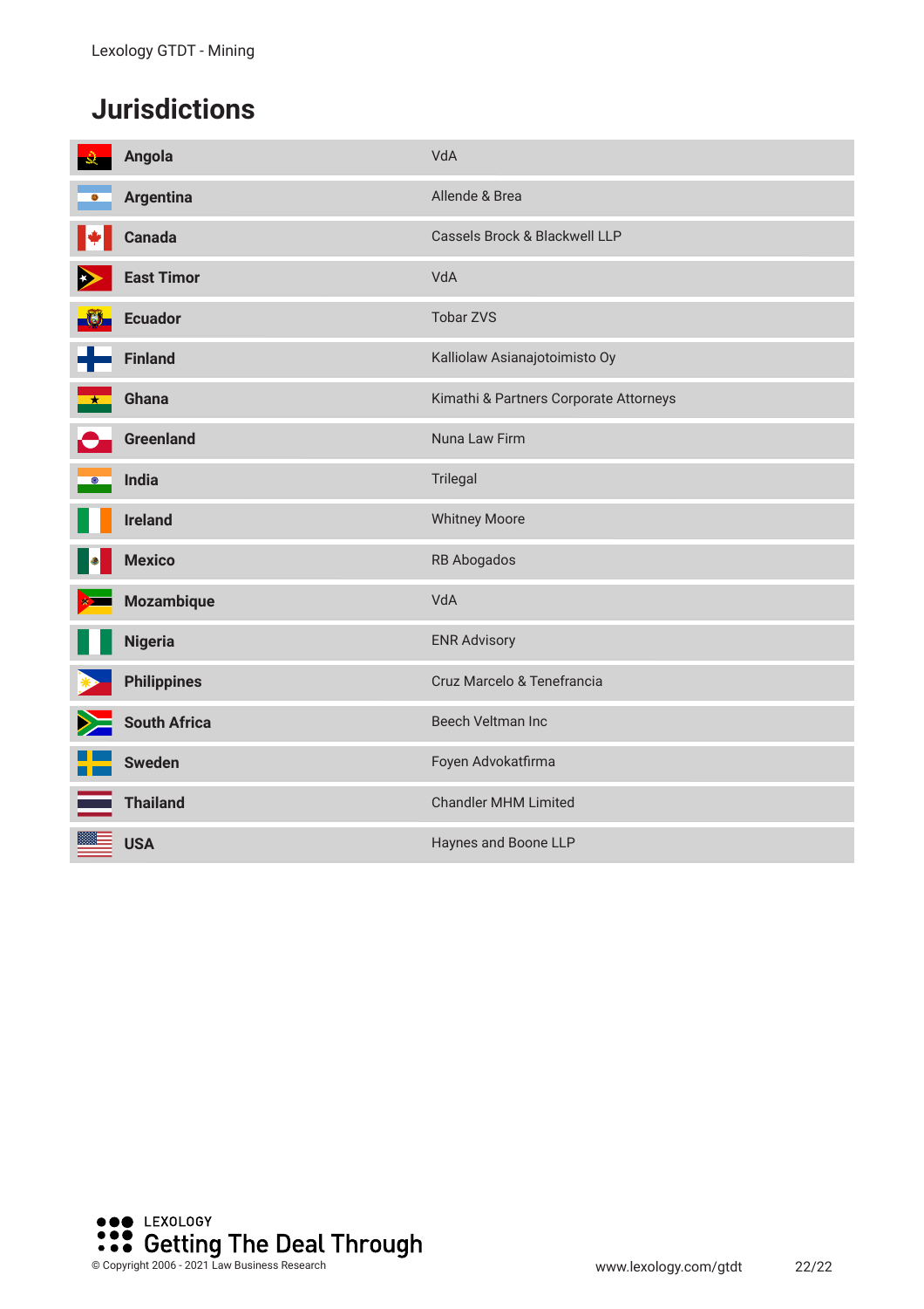# Jurisdictions

| | |
|---|---|
| **Angola** | VdA |
| **Argentina** | Allende & Brea |
| **Canada** | Cassels Brock & Blackwell LLP |
| **East Timor** | VdA |
| **Ecuador** | Tobar ZVS |
| **Finland** | Kalliolaw Asianajotoimisto Oy |
| **Ghana** | Kimathi & Partners Corporate Attorneys |
| **Greenland** | Nuna Law Firm |
| **India** | Trilegal |
| **Ireland** | Whitney Moore |
| **Mexico** | RB Abogados |
| **Mozambique** | VdA |
| **Nigeria** | ENR Advisory |
| **Philippines** | Cruz Marcelo & Tenefrancia |
| **South Africa** | Beech Veltman Inc |
| **Sweden** | Foyen Advokatfirma |
| **Thailand** | Chandler MHM Limited |
| **USA** | Haynes and Boone LLP |